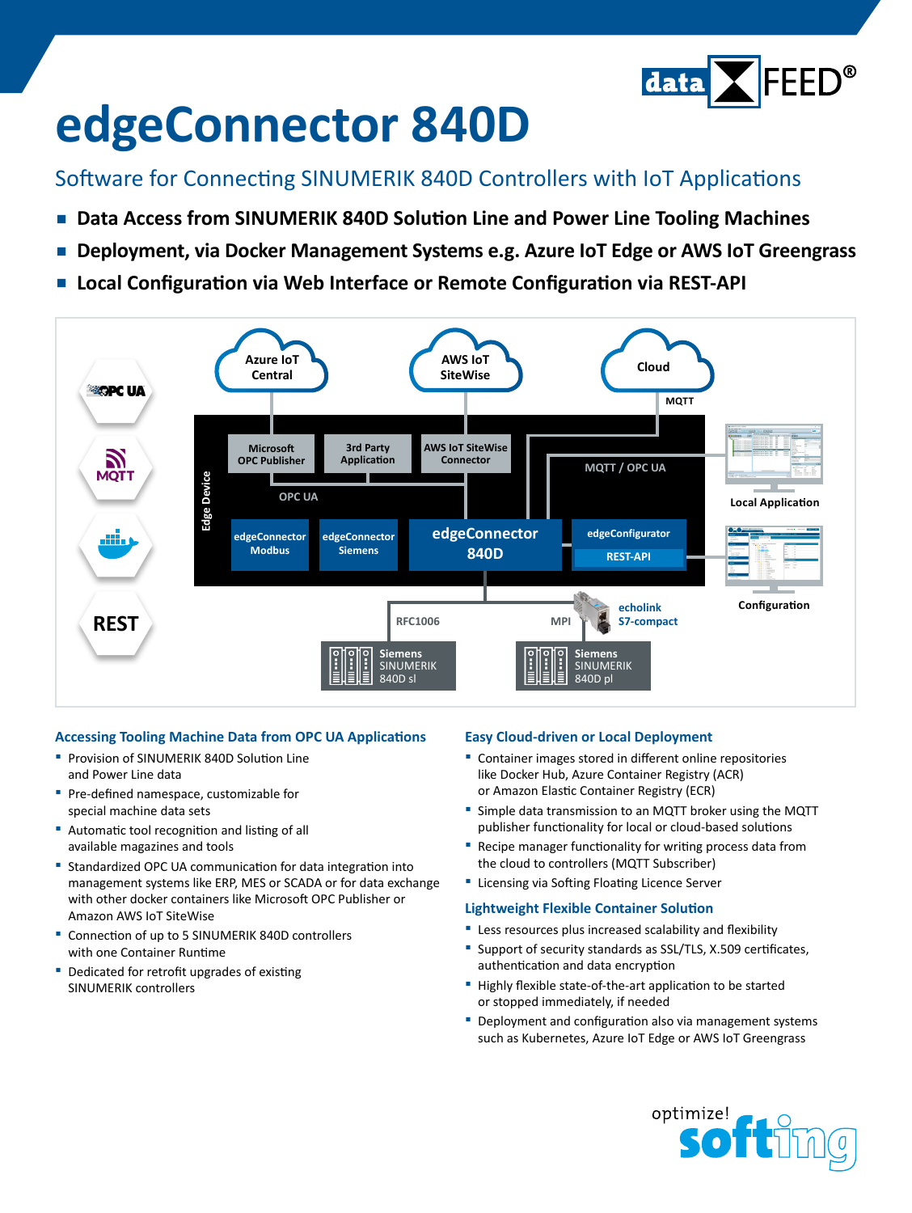# edgeConnector 840D

Software for Connecting SINUMERIK 840D Controllers with IoT Applications

- **Data Access from SINUMERIK 840D Solution Line and Power Line Tooling Machines**
- **Deployment, via Docker Management Systems e.g. Azure IoT Edge or AWS IoT Greengrass**
- **Local Configuration via Web Interface or Remote Configuration via REST-API**

### Accessing Tooling Machine Data from OPC UA Applications

- Provision of SINUMERIK 840D Solution Line and Power Line data
- Pre-defined namespace, customizable for special machine data sets
- Automatic tool recognition and listing of all available magazines and tools
- Standardized OPC UA communication for data integration into management systems like ERP, MES or SCADA or for data exchange with other docker containers like Microsoft OPC Publisher or Amazon AWS IoT SiteWise
- Connection of up to 5 SINUMERIK 840D controllers with one Container Runtime
- Dedicated for retrofit upgrades of existing SINUMERIK controllers

### Easy Cloud-driven or Local Deployment

- Container images stored in different online repositories like Docker Hub, Azure Container Registry (ACR) or Amazon Elastic Container Registry (ECR)
- Simple data transmission to an MQTT broker using the MQTT publisher functionality for local or cloud-based solutions
- Recipe manager functionality for writing process data from the cloud to controllers (MQTT Subscriber)
- Licensing via Softing Floating Licence Server

### Lightweight Flexible Container Solution

- Less resources plus increased scalability and flexibility
- Support of security standards as SSL/TLS, X.509 certificates, authentication and data encryption
- Highly flexible state-of-the-art application to be started or stopped immediately, if needed
- Deployment and configuration also via management systems such as Kubernetes, Azure IoT Edge or AWS IoT Greengrass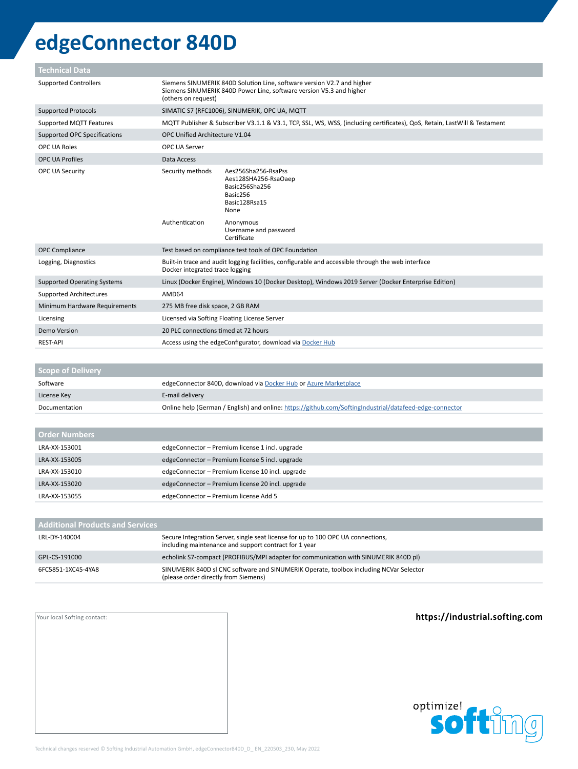# edgeConnector 840D

| Technical Data | | |
|---|---|---|
| Supported Controllers | Siemens SINUMERIK 840D Solution Line, software version V2.7 and higher<br>Siemens SINUMERIK 840D Power Line, software version V5.3 and higher<br>(others on request) | |
| Supported Protocols | SIMATIC S7 (RFC1006), SINUMERIK, OPC UA, MQTT | |
| Supported MQTT Features | MQTT Publisher & Subscriber V3.1.1 & V3.1, TCP, SSL, WS, WSS, (including certificates), QoS, Retain, LastWill & Testament | |
| Supported OPC Specifications | OPC Unified Architecture V1.04 | |
| OPC UA Roles | OPC UA Server | |
| OPC UA Profiles | Data Access | |
| OPC UA Security | Security methods | Aes256Sha256-RsaPss<br>Aes128SHA256-RsaOaep<br>Basic256Sha256<br>Basic256<br>Basic128Rsa15<br>None |
| | Authentication | Anonymous<br>Username and password<br>Certificate |
| OPC Compliance | Test based on compliance test tools of OPC Foundation | |
| Logging, Diagnostics | Built-in trace and audit logging facilities, configurable and accessible through the web interface<br>Docker integrated trace logging | |
| Supported Operating Systems | Linux (Docker Engine), Windows 10 (Docker Desktop), Windows 2019 Server (Docker Enterprise Edition) | |
| Supported Architectures | AMD64 | |
| Minimum Hardware Requirements | 275 MB free disk space, 2 GB RAM | |
| Licensing | Licensed via Softing Floating License Server | |
| Demo Version | 20 PLC connections timed at 72 hours | |
| REST-API | Access using the edgeConfigurator, download via Docker Hub | |

| Scope of Delivery | |
|---|---|
| Software | edgeConnector 840D, download via Docker Hub or Azure Marketplace |
| License Key | E-mail delivery |
| Documentation | Online help (German / English) and online: https://github.com/SoftingIndustrial/datafeed-edge-connector |

| Order Numbers | |
|---|---|
| LRA-XX-153001 | edgeConnector – Premium license 1 incl. upgrade |
| LRA-XX-153005 | edgeConnector – Premium license 5 incl. upgrade |
| LRA-XX-153010 | edgeConnector – Premium license 10 incl. upgrade |
| LRA-XX-153020 | edgeConnector – Premium license 20 incl. upgrade |
| LRA-XX-153055 | edgeConnector – Premium license Add 5 |

| Additional Products and Services | |
|---|---|
| LRL-DY-140004 | Secure Integration Server, single seat license for up to 100 OPC UA connections, including maintenance and support contract for 1 year |
| GPL-CS-191000 | echolink S7-compact (PROFIBUS/MPI adapter for communication with SINUMERIK 840D pl) |
| 6FC5851-1XC45-4YA8 | SINUMERIK 840D sl CNC software and SINUMERIK Operate, toolbox including NCVar Selector (please order directly from Siemens) |

Your local Softing contact:

**https://industrial.softing.com**

optimize! softing

Technical changes reserved © Softing Industrial Automation GmbH, edgeConnector840D_D_ EN_220503_230, May 2022